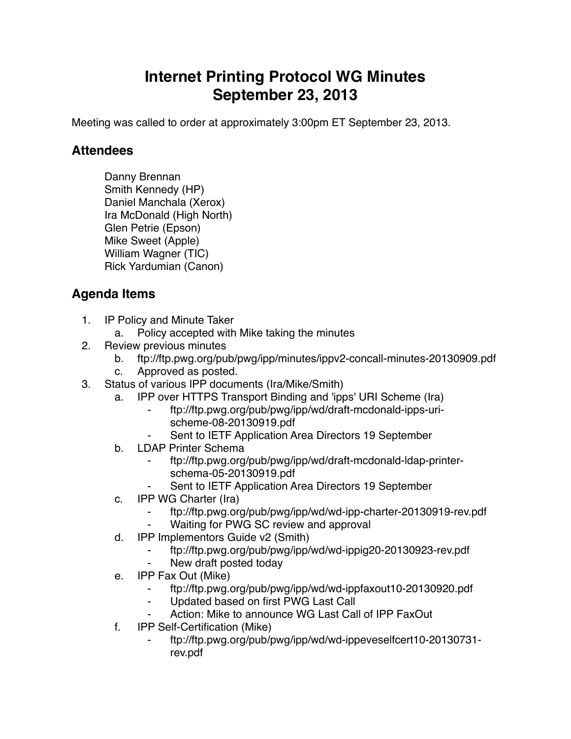# Internet Printing Protocol WG Minutes
# September 23, 2013

Meeting was called to order at approximately 3:00pm ET September 23, 2013.

## Attendees

Danny Brennan
Smith Kennedy (HP)
Daniel Manchala (Xerox)
Ira McDonald (High North)
Glen Petrie (Epson)
Mike Sweet (Apple)
William Wagner (TIC)
Rick Yardumian (Canon)

## Agenda Items

1. IP Policy and Minute Taker
   a. Policy accepted with Mike taking the minutes
2. Review previous minutes
   b. ftp://ftp.pwg.org/pub/pwg/ipp/minutes/ippv2-concall-minutes-20130909.pdf
   c. Approved as posted.
3. Status of various IPP documents (Ira/Mike/Smith)
   a. IPP over HTTPS Transport Binding and 'ipps' URI Scheme (Ira)
      - ftp://ftp.pwg.org/pub/pwg/ipp/wd/draft-mcdonald-ipps-uri-scheme-08-20130919.pdf
      - Sent to IETF Application Area Directors 19 September
   b. LDAP Printer Schema
      - ftp://ftp.pwg.org/pub/pwg/ipp/wd/draft-mcdonald-ldap-printer-schema-05-20130919.pdf
      - Sent to IETF Application Area Directors 19 September
   c. IPP WG Charter (Ira)
      - ftp://ftp.pwg.org/pub/pwg/ipp/wd/wd-ipp-charter-20130919-rev.pdf
      - Waiting for PWG SC review and approval
   d. IPP Implementors Guide v2 (Smith)
      - ftp://ftp.pwg.org/pub/pwg/ipp/wd/wd-ippig20-20130923-rev.pdf
      - New draft posted today
   e. IPP Fax Out (Mike)
      - ftp://ftp.pwg.org/pub/pwg/ipp/wd/wd-ippfaxout10-20130920.pdf
      - Updated based on first PWG Last Call
      - Action: Mike to announce WG Last Call of IPP FaxOut
   f. IPP Self-Certification (Mike)
      - ftp://ftp.pwg.org/pub/pwg/ipp/wd/wd-ippeveselfcert10-20130731-rev.pdf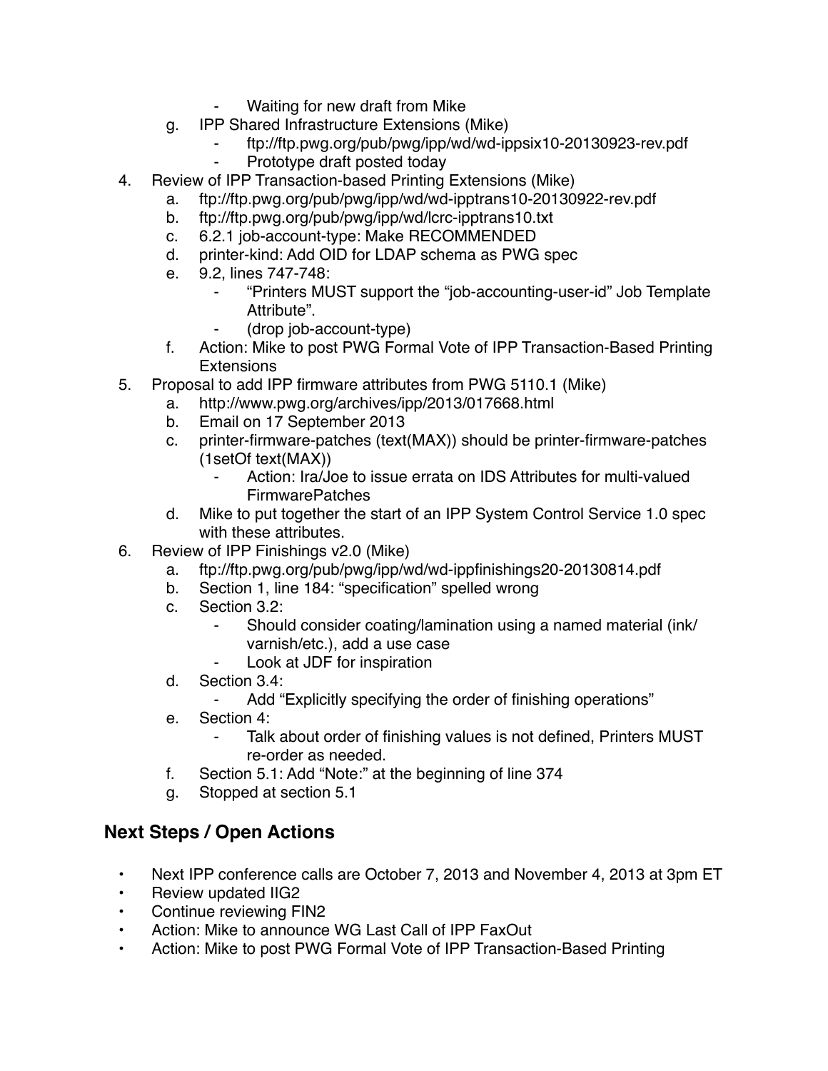- Waiting for new draft from Mike
    g. IPP Shared Infrastructure Extensions (Mike)
        - ftp://ftp.pwg.org/pub/pwg/ipp/wd/wd-ippsix10-20130923-rev.pdf
        - Prototype draft posted today
4. Review of IPP Transaction-based Printing Extensions (Mike)
    a. ftp://ftp.pwg.org/pub/pwg/ipp/wd/wd-ipptrans10-20130922-rev.pdf
    b. ftp://ftp.pwg.org/pub/pwg/ipp/wd/lcrc-ipptrans10.txt
    c. 6.2.1 job-account-type: Make RECOMMENDED
    d. printer-kind: Add OID for LDAP schema as PWG spec
    e. 9.2, lines 747-748:
        - "Printers MUST support the "job-accounting-user-id" Job Template Attribute".
        - (drop job-account-type)
    f. Action: Mike to post PWG Formal Vote of IPP Transaction-Based Printing Extensions
5. Proposal to add IPP firmware attributes from PWG 5110.1 (Mike)
    a. http://www.pwg.org/archives/ipp/2013/017668.html
    b. Email on 17 September 2013
    c. printer-firmware-patches (text(MAX)) should be printer-firmware-patches (1setOf text(MAX))
        - Action: Ira/Joe to issue errata on IDS Attributes for multi-valued FirmwarePatches
    d. Mike to put together the start of an IPP System Control Service 1.0 spec with these attributes.
6. Review of IPP Finishings v2.0 (Mike)
    a. ftp://ftp.pwg.org/pub/pwg/ipp/wd/wd-ippfinishings20-20130814.pdf
    b. Section 1, line 184: "specification" spelled wrong
    c. Section 3.2:
        - Should consider coating/lamination using a named material (ink/varnish/etc.), add a use case
        - Look at JDF for inspiration
    d. Section 3.4:
        - Add "Explicitly specifying the order of finishing operations"
    e. Section 4:
        - Talk about order of finishing values is not defined, Printers MUST re-order as needed.
    f. Section 5.1: Add "Note:" at the beginning of line 374
    g. Stopped at section 5.1

## Next Steps / Open Actions

- Next IPP conference calls are October 7, 2013 and November 4, 2013 at 3pm ET
- Review updated IIG2
- Continue reviewing FIN2
- Action: Mike to announce WG Last Call of IPP FaxOut
- Action: Mike to post PWG Formal Vote of IPP Transaction-Based Printing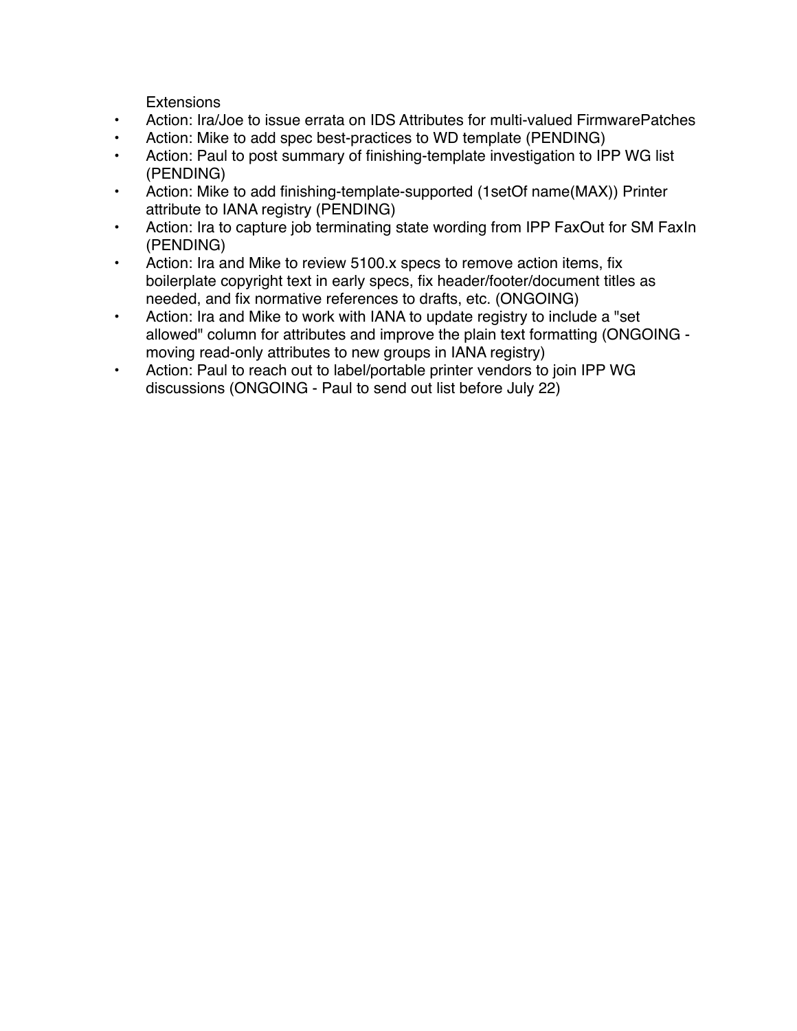Extensions

- Action: Ira/Joe to issue errata on IDS Attributes for multi-valued FirmwarePatches
- Action: Mike to add spec best-practices to WD template (PENDING)
- Action: Paul to post summary of finishing-template investigation to IPP WG list (PENDING)
- Action: Mike to add finishing-template-supported (1setOf name(MAX)) Printer attribute to IANA registry (PENDING)
- Action: Ira to capture job terminating state wording from IPP FaxOut for SM FaxIn (PENDING)
- Action: Ira and Mike to review 5100.x specs to remove action items, fix boilerplate copyright text in early specs, fix header/footer/document titles as needed, and fix normative references to drafts, etc. (ONGOING)
- Action: Ira and Mike to work with IANA to update registry to include a "set allowed" column for attributes and improve the plain text formatting (ONGOING - moving read-only attributes to new groups in IANA registry)
- Action: Paul to reach out to label/portable printer vendors to join IPP WG discussions (ONGOING - Paul to send out list before July 22)